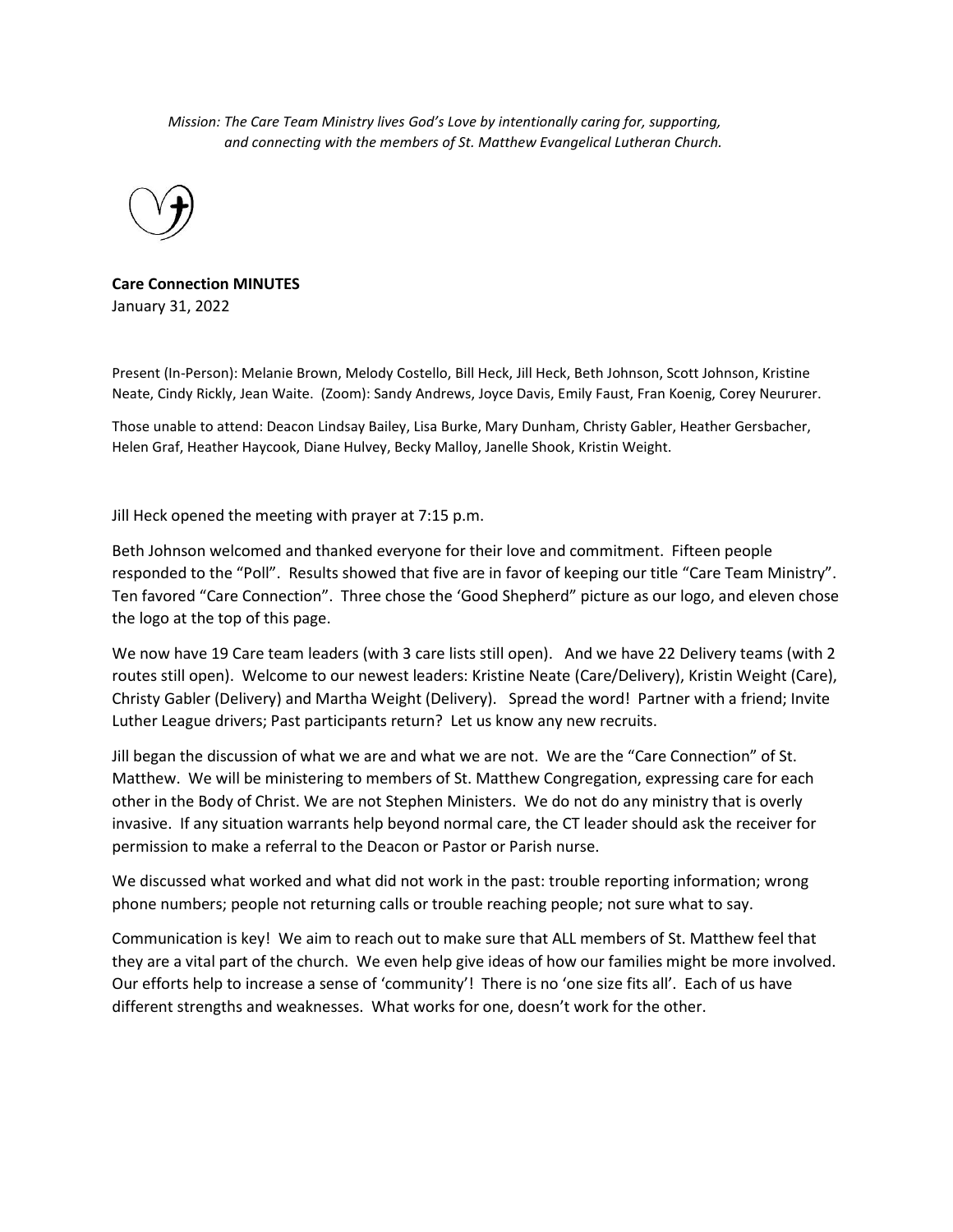*Mission: The Care Team Ministry lives God's Love by intentionally caring for, supporting, and connecting with the members of St. Matthew Evangelical Lutheran Church.*

**Care Connection MINUTES**
January 31, 2022

Present (In-Person): Melanie Brown, Melody Costello, Bill Heck, Jill Heck, Beth Johnson, Scott Johnson, Kristine Neate, Cindy Rickly, Jean Waite. (Zoom): Sandy Andrews, Joyce Davis, Emily Faust, Fran Koenig, Corey Neururer.

Those unable to attend: Deacon Lindsay Bailey, Lisa Burke, Mary Dunham, Christy Gabler, Heather Gersbacher, Helen Graf, Heather Haycook, Diane Hulvey, Becky Malloy, Janelle Shook, Kristin Weight.

Jill Heck opened the meeting with prayer at 7:15 p.m.

Beth Johnson welcomed and thanked everyone for their love and commitment. Fifteen people responded to the "Poll". Results showed that five are in favor of keeping our title "Care Team Ministry". Ten favored "Care Connection". Three chose the 'Good Shepherd" picture as our logo, and eleven chose the logo at the top of this page.

We now have 19 Care team leaders (with 3 care lists still open). And we have 22 Delivery teams (with 2 routes still open). Welcome to our newest leaders: Kristine Neate (Care/Delivery), Kristin Weight (Care), Christy Gabler (Delivery) and Martha Weight (Delivery). Spread the word! Partner with a friend; Invite Luther League drivers; Past participants return? Let us know any new recruits.

Jill began the discussion of what we are and what we are not. We are the "Care Connection" of St. Matthew. We will be ministering to members of St. Matthew Congregation, expressing care for each other in the Body of Christ. We are not Stephen Ministers. We do not do any ministry that is overly invasive. If any situation warrants help beyond normal care, the CT leader should ask the receiver for permission to make a referral to the Deacon or Pastor or Parish nurse.

We discussed what worked and what did not work in the past: trouble reporting information; wrong phone numbers; people not returning calls or trouble reaching people; not sure what to say.

Communication is key! We aim to reach out to make sure that ALL members of St. Matthew feel that they are a vital part of the church. We even help give ideas of how our families might be more involved. Our efforts help to increase a sense of 'community'! There is no 'one size fits all'. Each of us have different strengths and weaknesses. What works for one, doesn't work for the other.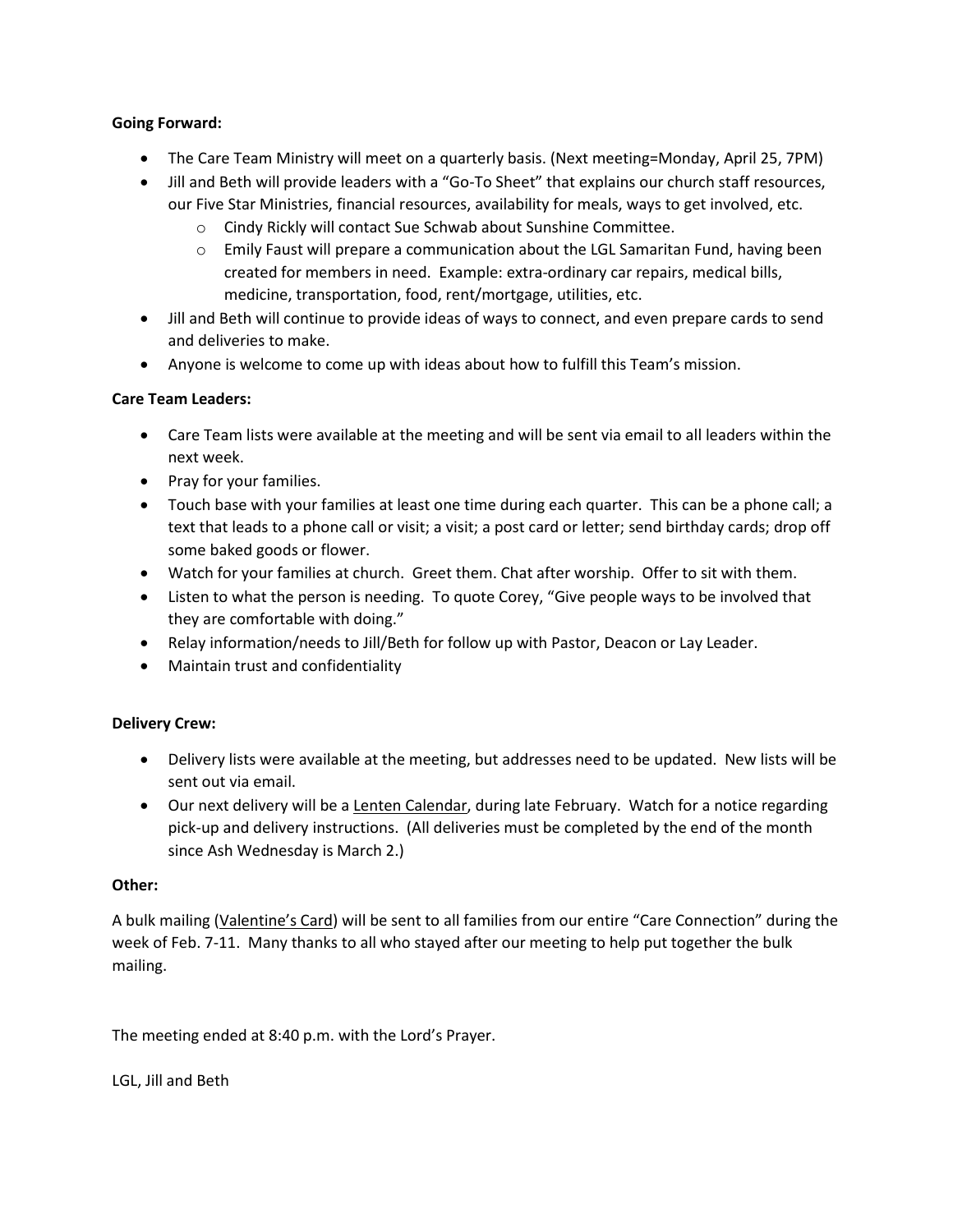**Going Forward:**

- The Care Team Ministry will meet on a quarterly basis. (Next meeting=Monday, April 25, 7PM)
- Jill and Beth will provide leaders with a "Go-To Sheet" that explains our church staff resources, our Five Star Ministries, financial resources, availability for meals, ways to get involved, etc.
    - Cindy Rickly will contact Sue Schwab about Sunshine Committee.
    - Emily Faust will prepare a communication about the LGL Samaritan Fund, having been created for members in need. Example: extra-ordinary car repairs, medical bills, medicine, transportation, food, rent/mortgage, utilities, etc.
- Jill and Beth will continue to provide ideas of ways to connect, and even prepare cards to send and deliveries to make.
- Anyone is welcome to come up with ideas about how to fulfill this Team's mission.

**Care Team Leaders:**

- Care Team lists were available at the meeting and will be sent via email to all leaders within the next week.
- Pray for your families.
- Touch base with your families at least one time during each quarter. This can be a phone call; a text that leads to a phone call or visit; a visit; a post card or letter; send birthday cards; drop off some baked goods or flower.
- Watch for your families at church. Greet them. Chat after worship. Offer to sit with them.
- Listen to what the person is needing. To quote Corey, "Give people ways to be involved that they are comfortable with doing."
- Relay information/needs to Jill/Beth for follow up with Pastor, Deacon or Lay Leader.
- Maintain trust and confidentiality

**Delivery Crew:**

- Delivery lists were available at the meeting, but addresses need to be updated. New lists will be sent out via email.
- Our next delivery will be a Lenten Calendar, during late February. Watch for a notice regarding pick-up and delivery instructions. (All deliveries must be completed by the end of the month since Ash Wednesday is March 2.)

**Other:**

A bulk mailing (Valentine's Card) will be sent to all families from our entire "Care Connection" during the week of Feb. 7-11. Many thanks to all who stayed after our meeting to help put together the bulk mailing.

The meeting ended at 8:40 p.m. with the Lord's Prayer.

LGL, Jill and Beth